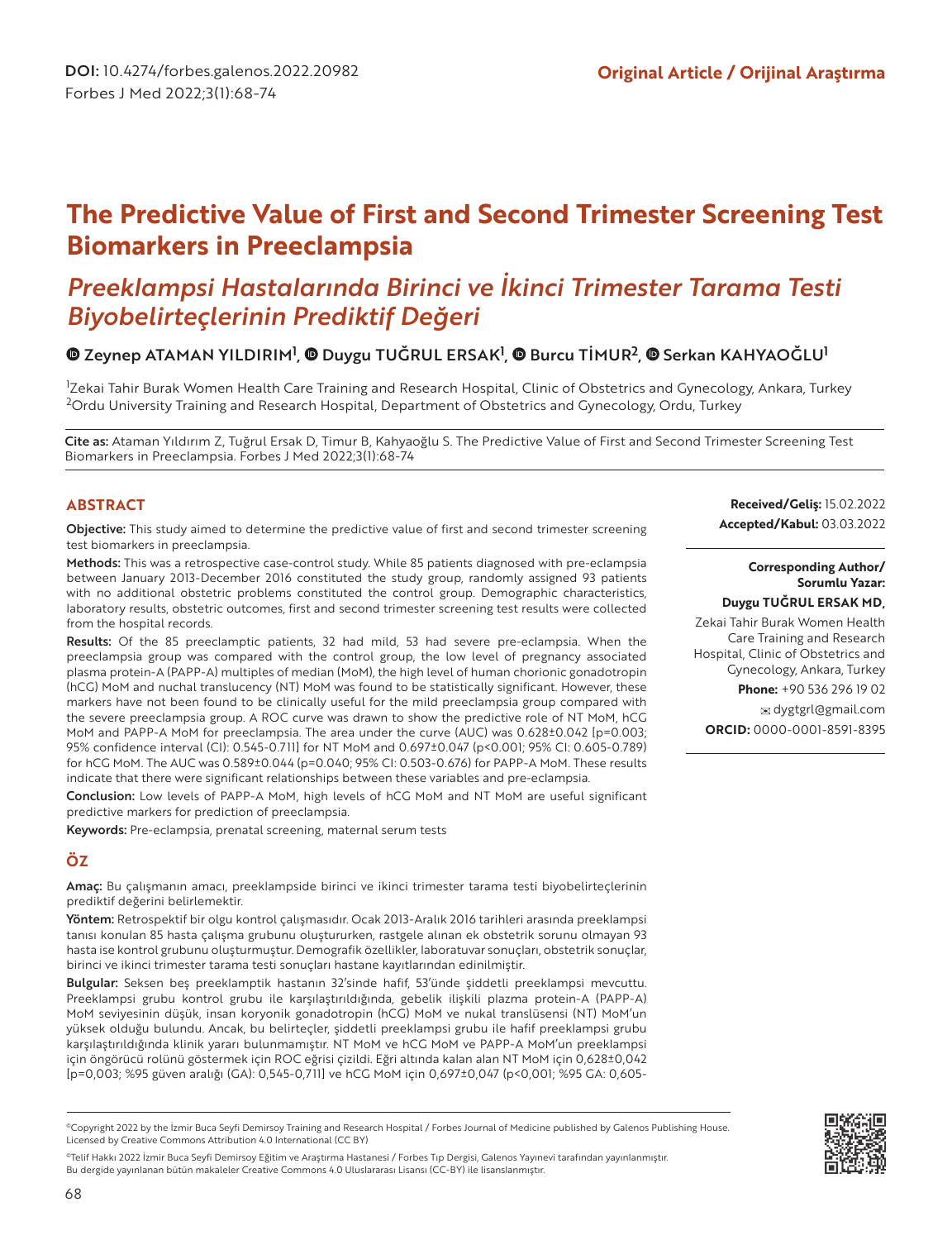DOI: 10.4274/forbes.galenos.2022.20982
Forbes J Med 2022;3(1):68-74

Original Article / Orijinal Araştırma

# The Predictive Value of First and Second Trimester Screening Test Biomarkers in Preeclampsia

## *Preeklampsi Hastalarında Birinci ve İkinci Trimester Tarama Testi Biyobelirteçlerinin Prediktif Değeri*

**Zeynep ATAMAN YILDIRIM[1], Duygu TUĞRUL ERSAK[1], Burcu TİMUR[2], Serkan KAHYAOĞLU[1]**

[1]Zekai Tahir Burak Women Health Care Training and Research Hospital, Clinic of Obstetrics and Gynecology, Ankara, Turkey
[2]Ordu University Training and Research Hospital, Department of Obstetrics and Gynecology, Ordu, Turkey

**Cite as:** Ataman Yıldırım Z, Tuğrul Ersak D, Timur B, Kahyaoğlu S. The Predictive Value of First and Second Trimester Screening Test Biomarkers in Preeclampsia. Forbes J Med 2022;3(1):68-74

**Received/Geliş:** 15.02.2022
**Accepted/Kabul:** 03.03.2022

**Corresponding Author/ Sorumlu Yazar:**
**Duygu TUĞRUL ERSAK MD,**
Zekai Tahir Burak Women Health Care Training and Research Hospital, Clinic of Obstetrics and Gynecology, Ankara, Turkey
**Phone:** +90 536 296 19 02
dygtgrl@gmail.com
**ORCID:** 0000-0001-8591-8395

## ABSTRACT

**Objective:** This study aimed to determine the predictive value of first and second trimester screening test biomarkers in preeclampsia.

**Methods:** This was a retrospective case-control study. While 85 patients diagnosed with pre-eclampsia between January 2013-December 2016 constituted the study group, randomly assigned 93 patients with no additional obstetric problems constituted the control group. Demographic characteristics, laboratory results, obstetric outcomes, first and second trimester screening test results were collected from the hospital records.

**Results:** Of the 85 preeclamptic patients, 32 had mild, 53 had severe pre-eclampsia. When the preeclampsia group was compared with the control group, the low level of pregnancy associated plasma protein-A (PAPP-A) multiples of median (MoM), the high level of human chorionic gonadotropin (hCG) MoM and nuchal translucency (NT) MoM was found to be statistically significant. However, these markers have not been found to be clinically useful for the mild preeclampsia group compared with the severe preeclampsia group. A ROC curve was drawn to show the predictive role of NT MoM, hCG MoM and PAPP-A MoM for preeclampsia. The area under the curve (AUC) was 0.628±0.042 [p=0.003; 95% confidence interval (CI): 0.545-0.711] for NT MoM and 0.697±0.047 (p<0.001; 95% CI: 0.605-0.789) for hCG MoM. The AUC was 0.589±0.044 (p=0.040; 95% CI: 0.503-0.676) for PAPP-A MoM. These results indicate that there were significant relationships between these variables and pre-eclampsia.

**Conclusion:** Low levels of PAPP-A MoM, high levels of hCG MoM and NT MoM are useful significant predictive markers for prediction of preeclampsia.

**Keywords:** Pre-eclampsia, prenatal screening, maternal serum tests

## ÖZ

**Amaç:** Bu çalışmanın amacı, preeklampside birinci ve ikinci trimester tarama testi biyobelirteçlerinin prediktif değerini belirlemektir.

**Yöntem:** Retrospektif bir olgu kontrol çalışmasıdır. Ocak 2013-Aralık 2016 tarihleri arasında preeklampsi tanısı konulan 85 hasta çalışma grubunu oluştururken, rastgele alınan ek obstetrik sorunu olmayan 93 hasta ise kontrol grubunu oluşturmuştur. Demografik özellikler, laboratuvar sonuçları, obstetrik sonuçlar, birinci ve ikinci trimester tarama testi sonuçları hastane kayıtlarından edinilmiştir.

**Bulgular:** Seksen beş preeklamptik hastanın 32'sinde hafif, 53'ünde şiddetli preeklampsi mevcuttu. Preeklampsi grubu kontrol grubu ile karşılaştırıldığında, gebelik ilişkili plazma protein-A (PAPP-A) MoM seviyesinin düşük, insan koryonik gonadotropin (hCG) MoM ve nukal translüsensi (NT) MoM'un yüksek olduğu bulundu. Ancak, bu belirteçler, şiddetli preeklampsi grubu ile hafif preeklampsi grubu karşılaştırıldığında klinik yararı bulunmamıştır. NT MoM ve hCG MoM ve PAPP-A MoM'un preeklampsi için öngörücü rolünü göstermek için ROC eğrisi çizildi. Eğri altında kalan alan NT MoM için 0,628±0,042 [p=0,003; %95 güven aralığı (GA): 0,545-0,711] ve hCG MoM için 0,697±0,047 (p<0,001; %95 GA: 0,605-

©Copyright 2022 by the İzmir Buca Seyfi Demirsoy Training and Research Hospital / Forbes Journal of Medicine published by Galenos Publishing House. Licensed by Creative Commons Attribution 4.0 International (CC BY)

©Telif Hakkı 2022 İzmir Buca Seyfi Demirsoy Eğitim ve Araştırma Hastanesi / Forbes Tıp Dergisi, Galenos Yayınevi tarafından yayınlanmıştır. Bu dergide yayınlanan bütün makaleler Creative Commons 4.0 Uluslararası Lisansı (CC-BY) ile lisanslanmıştır.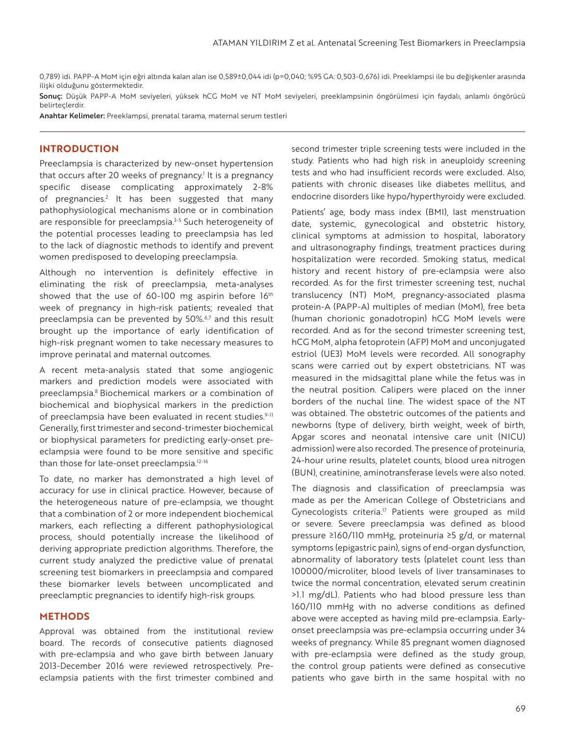0,789) idi. PAPP-A MoM için eğri altında kalan alan ise 0,589±0,044 idi (p=0,040; %95 GA: 0,503-0,676) idi. Preeklampsi ile bu değişkenler arasında ilişki olduğunu göstermektedir.

**Sonuç:** Düşük PAPP-A MoM seviyeleri, yüksek hCG MoM ve NT MoM seviyeleri, preeklampsinin öngörülmesi için faydalı, anlamlı öngörücü belirteçlerdir.

**Anahtar Kelimeler:** Preeklampsi, prenatal tarama, maternal serum testleri

## INTRODUCTION

Preeclampsia is characterized by new-onset hypertension that occurs after 20 weeks of pregnancy.[1] It is a pregnancy specific disease complicating approximately 2-8% of pregnancies.[2] It has been suggested that many pathophysiological mechanisms alone or in combination are responsible for preeclampsia.[3-5] Such heterogeneity of the potential processes leading to preeclampsia has led to the lack of diagnostic methods to identify and prevent women predisposed to developing preeclampsia.

Although no intervention is definitely effective in eliminating the risk of preeclampsia, meta-analyses showed that the use of 60-100 mg aspirin before 16[th] week of pregnancy in high-risk patients; revealed that preeclampsia can be prevented by 50%.[6,7] and this result brought up the importance of early identification of high-risk pregnant women to take necessary measures to improve perinatal and maternal outcomes.

A recent meta-analysis stated that some angiogenic markers and prediction models were associated with preeclampsia.[8] Biochemical markers or a combination of biochemical and biophysical markers in the prediction of preeclampsia have been evaluated in recent studies.[9-11] Generally, first trimester and second-trimester biochemical or biophysical parameters for predicting early-onset pre-eclampsia were found to be more sensitive and specific than those for late-onset preeclampsia.[12-16]

To date, no marker has demonstrated a high level of accuracy for use in clinical practice. However, because of the heterogeneous nature of pre-eclampsia, we thought that a combination of 2 or more independent biochemical markers, each reflecting a different pathophysiological process, should potentially increase the likelihood of deriving appropriate prediction algorithms. Therefore, the current study analyzed the predictive value of prenatal screening test biomarkers in preeclampsia and compared these biomarker levels between uncomplicated and preeclamptic pregnancies to identify high-risk groups.

## METHODS

Approval was obtained from the institutional review board. The records of consecutive patients diagnosed with pre-eclampsia and who gave birth between January 2013-December 2016 were reviewed retrospectively. Pre-eclampsia patients with the first trimester combined and second trimester triple screening tests were included in the study. Patients who had high risk in aneuploidy screening tests and who had insufficient records were excluded. Also, patients with chronic diseases like diabetes mellitus, and endocrine disorders like hypo/hyperthyroidy were excluded.

Patients' age, body mass index (BMI), last menstruation date, systemic, gynecological and obstetric history, clinical symptoms at admission to hospital, laboratory and ultrasonography findings, treatment practices during hospitalization were recorded. Smoking status, medical history and recent history of pre-eclampsia were also recorded. As for the first trimester screening test, nuchal translucency (NT) MoM, pregnancy-associated plasma protein-A (PAPP-A) multiples of median (MoM), free beta (human chorionic gonadotropin) hCG MoM levels were recorded. And as for the second trimester screening test, hCG MoM, alpha fetoprotein (AFP) MoM and unconjugated estriol (UE3) MoM levels were recorded. All sonography scans were carried out by expert obstetricians. NT was measured in the midsagittal plane while the fetus was in the neutral position. Calipers were placed on the inner borders of the nuchal line. The widest space of the NT was obtained. The obstetric outcomes of the patients and newborns (type of delivery, birth weight, week of birth, Apgar scores and neonatal intensive care unit (NICU) admission) were also recorded. The presence of proteinuria, 24-hour urine results, platelet counts, blood urea nitrogen (BUN), creatinine, aminotransferase levels were also noted.

The diagnosis and classification of preeclampsia was made as per the American College of Obstetricians and Gynecologists criteria.[17] Patients were grouped as mild or severe. Severe preeclampsia was defined as blood pressure ≥160/110 mmHg, proteinuria ≥5 g/d, or maternal symptoms (epigastric pain), signs of end-organ dysfunction, abnormality of laboratory tests (platelet count less than 100000/microliter, blood levels of liver transaminases to twice the normal concentration, elevated serum creatinin >1.1 mg/dL). Patients who had blood pressure less than 160/110 mmHg with no adverse conditions as defined above were accepted as having mild pre-eclampsia. Early-onset preeclampsia was pre-eclampsia occurring under 34 weeks of pregnancy. While 85 pregnant women diagnosed with pre-eclampsia were defined as the study group, the control group patients were defined as consecutive patients who gave birth in the same hospital with no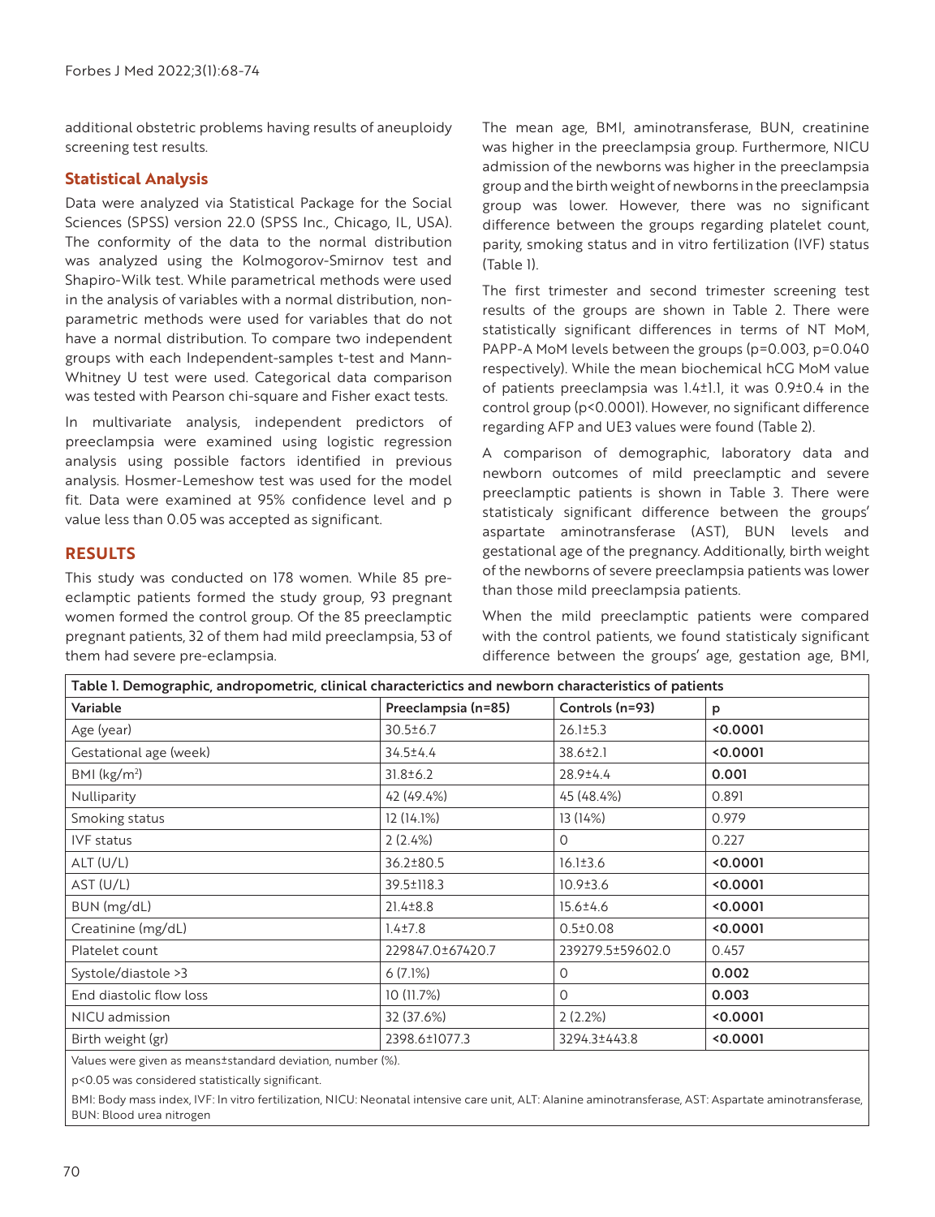additional obstetric problems having results of aneuploidy screening test results.

## Statistical Analysis

Data were analyzed via Statistical Package for the Social Sciences (SPSS) version 22.0 (SPSS Inc., Chicago, IL, USA). The conformity of the data to the normal distribution was analyzed using the Kolmogorov-Smirnov test and Shapiro-Wilk test. While parametrical methods were used in the analysis of variables with a normal distribution, non-parametric methods were used for variables that do not have a normal distribution. To compare two independent groups with each Independent-samples t-test and Mann-Whitney U test were used. Categorical data comparison was tested with Pearson chi-square and Fisher exact tests.

In multivariate analysis, independent predictors of preeclampsia were examined using logistic regression analysis using possible factors identified in previous analysis. Hosmer-Lemeshow test was used for the model fit. Data were examined at 95% confidence level and p value less than 0.05 was accepted as significant.

## RESULTS

This study was conducted on 178 women. While 85 pre-eclamptic patients formed the study group, 93 pregnant women formed the control group. Of the 85 preeclamptic pregnant patients, 32 of them had mild preeclampsia, 53 of them had severe pre-eclampsia.

The mean age, BMI, aminotransferase, BUN, creatinine was higher in the preeclampsia group. Furthermore, NICU admission of the newborns was higher in the preeclampsia group and the birth weight of newborns in the preeclampsia group was lower. However, there was no significant difference between the groups regarding platelet count, parity, smoking status and in vitro fertilization (IVF) status (Table 1).

The first trimester and second trimester screening test results of the groups are shown in Table 2. There were statistically significant differences in terms of NT MoM, PAPP-A MoM levels between the groups (p=0.003, p=0.040 respectively). While the mean biochemical hCG MoM value of patients preeclampsia was 1.4±1.1, it was 0.9±0.4 in the control group (p<0.0001). However, no significant difference regarding AFP and UE3 values were found (Table 2).

A comparison of demographic, laboratory data and newborn outcomes of mild preeclamptic and severe preeclamptic patients is shown in Table 3. There were statisticaly significant difference between the groups' aspartate aminotransferase (AST), BUN levels and gestational age of the pregnancy. Additionally, birth weight of the newborns of severe preeclampsia patients was lower than those mild preeclampsia patients.

When the mild preeclamptic patients were compared with the control patients, we found statisticaly significant difference between the groups' age, gestation age, BMI,

**Table 1. Demographic, andropometric, clinical characterictics and newborn characteristics of patients**

| Variable | Preeclampsia (n=85) | Controls (n=93) | p |
|---|---|---|---|
| Age (year) | 30.5±6.7 | 26.1±5.3 | **<0.0001** |
| Gestational age (week) | 34.5±4.4 | 38.6±2.1 | **<0.0001** |
| BMI (kg/m$^2$) | 31.8±6.2 | 28.9±4.4 | **0.001** |
| Nulliparity | 42 (49.4%) | 45 (48.4%) | 0.891 |
| Smoking status | 12 (14.1%) | 13 (14%) | 0.979 |
| IVF status | 2 (2.4%) | 0 | 0.227 |
| ALT (U/L) | 36.2±80.5 | 16.1±3.6 | **<0.0001** |
| AST (U/L) | 39.5±118.3 | 10.9±3.6 | **<0.0001** |
| BUN (mg/dL) | 21.4±8.8 | 15.6±4.6 | **<0.0001** |
| Creatinine (mg/dL) | 1.4±7.8 | 0.5±0.08 | **<0.0001** |
| Platelet count | 229847.0±67420.7 | 239279.5±59602.0 | 0.457 |
| Systole/diastole >3 | 6 (7.1%) | 0 | **0.002** |
| End diastolic flow loss | 10 (11.7%) | 0 | **0.003** |
| NICU admission | 32 (37.6%) | 2 (2.2%) | **<0.0001** |
| Birth weight (gr) | 2398.6±1077.3 | 3294.3±443.8 | **<0.0001** |

Values were given as means±standard deviation, number (%).

p<0.05 was considered statistically significant.

BMI: Body mass index, IVF: In vitro fertilization, NICU: Neonatal intensive care unit, ALT: Alanine aminotransferase, AST: Aspartate aminotransferase, BUN: Blood urea nitrogen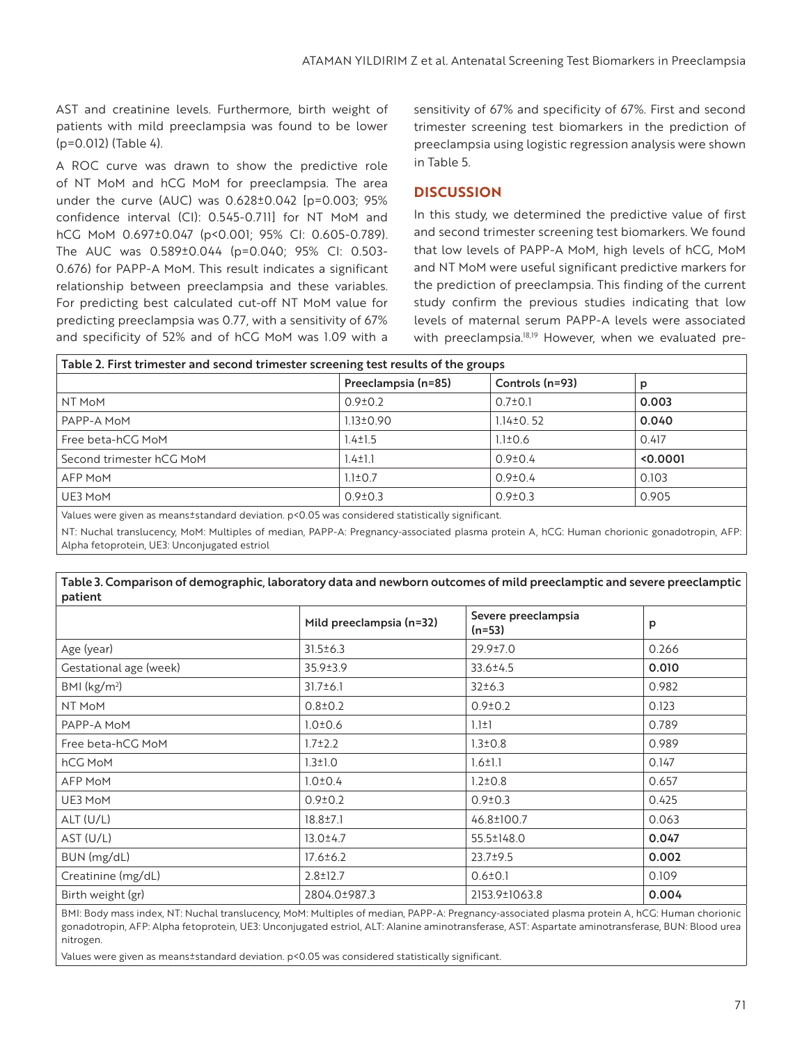AST and creatinine levels. Furthermore, birth weight of patients with mild preeclampsia was found to be lower (p=0.012) (Table 4).

A ROC curve was drawn to show the predictive role of NT MoM and hCG MoM for preeclampsia. The area under the curve (AUC) was 0.628±0.042 [p=0.003; 95% confidence interval (CI): 0.545-0.711] for NT MoM and hCG MoM 0.697±0.047 (p<0.001; 95% CI: 0.605-0.789). The AUC was 0.589±0.044 (p=0.040; 95% CI: 0.503-0.676) for PAPP-A MoM. This result indicates a significant relationship between preeclampsia and these variables. For predicting best calculated cut-off NT MoM value for predicting preeclampsia was 0.77, with a sensitivity of 67% and specificity of 52% and of hCG MoM was 1.09 with a sensitivity of 67% and specificity of 67%. First and second trimester screening test biomarkers in the prediction of preeclampsia using logistic regression analysis were shown in Table 5.

## DISCUSSION

In this study, we determined the predictive value of first and second trimester screening test biomarkers. We found that low levels of PAPP-A MoM, high levels of hCG, MoM and NT MoM were useful significant predictive markers for the prediction of preeclampsia. This finding of the current study confirm the previous studies indicating that low levels of maternal serum PAPP-A levels were associated with preeclampsia.[18,19] However, when we evaluated pre-

**Table 2. First trimester and second trimester screening test results of the groups**

| | Preeclampsia (n=85) | Controls (n=93) | p |
|---|---|---|---|
| NT MoM | 0.9±0.2 | 0.7±0.1 | **0.003** |
| PAPP-A MoM | 1.13±0.90 | 1.14±0. 52 | **0.040** |
| Free beta-hCG MoM | 1.4±1.5 | 1.1±0.6 | 0.417 |
| Second trimester hCG MoM | 1.4±1.1 | 0.9±0.4 | **<0.0001** |
| AFP MoM | 1.1±0.7 | 0.9±0.4 | 0.103 |
| UE3 MoM | 0.9±0.3 | 0.9±0.3 | 0.905 |

Values were given as means±standard deviation. p<0.05 was considered statistically significant.

NT: Nuchal translucency, MoM: Multiples of median, PAPP-A: Pregnancy-associated plasma protein A, hCG: Human chorionic gonadotropin, AFP: Alpha fetoprotein, UE3: Unconjugated estriol

**Table 3. Comparison of demographic, laboratory data and newborn outcomes of mild preeclamptic and severe preeclamptic patient**

| | Mild preeclampsia (n=32) | Severe preeclampsia (n=53) | p |
|---|---|---|---|
| Age (year) | 31.5±6.3 | 29.9±7.0 | 0.266 |
| Gestational age (week) | 35.9±3.9 | 33.6±4.5 | **0.010** |
| BMI (kg/m$^2$) | 31.7±6.1 | 32±6.3 | 0.982 |
| NT MoM | 0.8±0.2 | 0.9±0.2 | 0.123 |
| PAPP-A MoM | 1.0±0.6 | 1.1±1 | 0.789 |
| Free beta-hCG MoM | 1.7±2.2 | 1.3±0.8 | 0.989 |
| hCG MoM | 1.3±1.0 | 1.6±1.1 | 0.147 |
| AFP MoM | 1.0±0.4 | 1.2±0.8 | 0.657 |
| UE3 MoM | 0.9±0.2 | 0.9±0.3 | 0.425 |
| ALT (U/L) | 18.8±7.1 | 46.8±100.7 | 0.063 |
| AST (U/L) | 13.0±4.7 | 55.5±148.0 | **0.047** |
| BUN (mg/dL) | 17.6±6.2 | 23.7±9.5 | **0.002** |
| Creatinine (mg/dL) | 2.8±12.7 | 0.6±0.1 | 0.109 |
| Birth weight (gr) | 2804.0±987.3 | 2153.9±1063.8 | **0.004** |

BMI: Body mass index, NT: Nuchal translucency, MoM: Multiples of median, PAPP-A: Pregnancy-associated plasma protein A, hCG: Human chorionic gonadotropin, AFP: Alpha fetoprotein, UE3: Unconjugated estriol, ALT: Alanine aminotransferase, AST: Aspartate aminotransferase, BUN: Blood urea nitrogen.

Values were given as means±standard deviation. p<0.05 was considered statistically significant.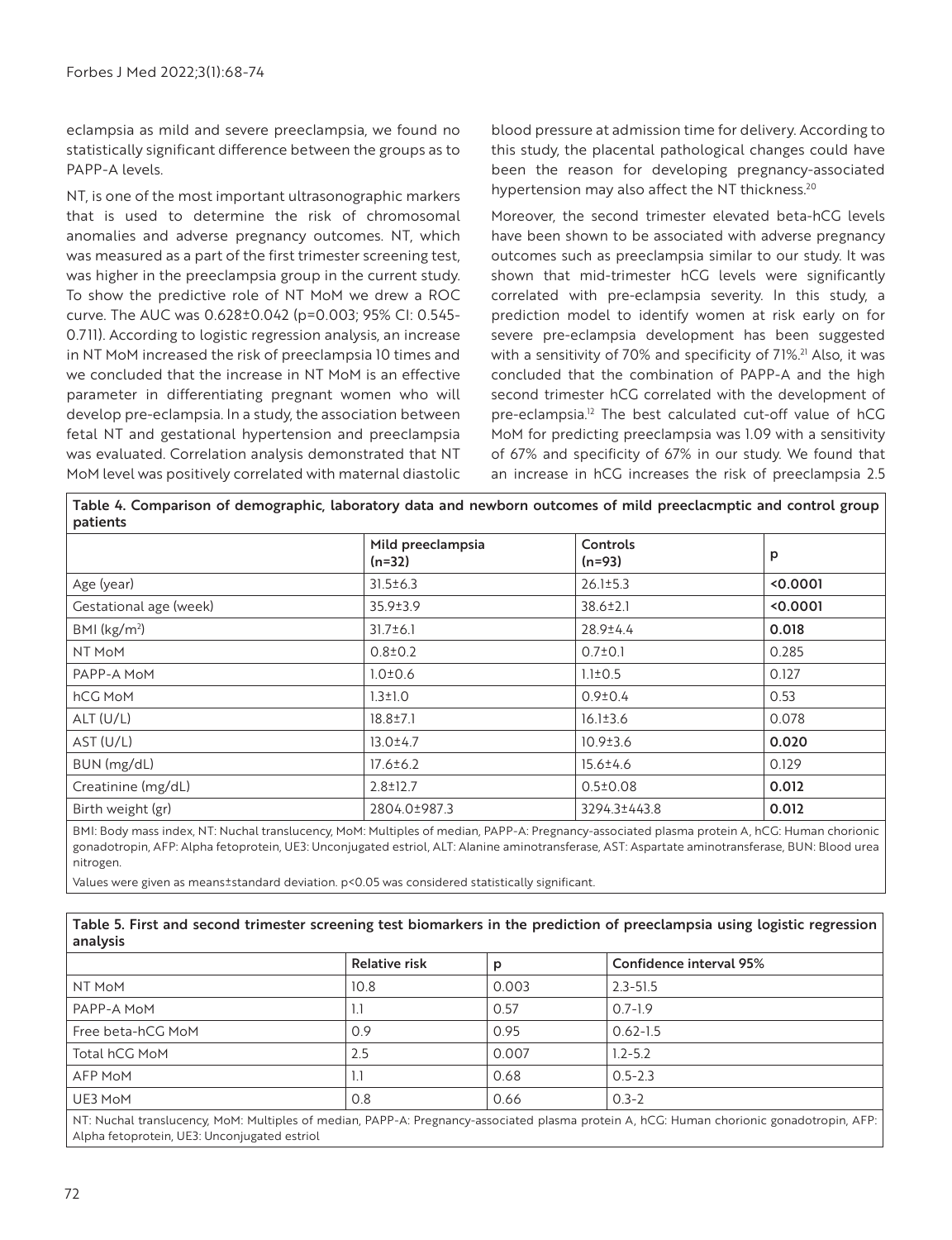eclampsia as mild and severe preeclampsia, we found no statistically significant difference between the groups as to PAPP-A levels.

NT, is one of the most important ultrasonographic markers that is used to determine the risk of chromosomal anomalies and adverse pregnancy outcomes. NT, which was measured as a part of the first trimester screening test, was higher in the preeclampsia group in the current study. To show the predictive role of NT MoM we drew a ROC curve. The AUC was 0.628±0.042 (p=0.003; 95% CI: 0.545-0.711). According to logistic regression analysis, an increase in NT MoM increased the risk of preeclampsia 10 times and we concluded that the increase in NT MoM is an effective parameter in differentiating pregnant women who will develop pre-eclampsia. In a study, the association between fetal NT and gestational hypertension and preeclampsia was evaluated. Correlation analysis demonstrated that NT MoM level was positively correlated with maternal diastolic blood pressure at admission time for delivery. According to this study, the placental pathological changes could have been the reason for developing pregnancy-associated hypertension may also affect the NT thickness.[20]

Moreover, the second trimester elevated beta-hCG levels have been shown to be associated with adverse pregnancy outcomes such as preeclampsia similar to our study. It was shown that mid-trimester hCG levels were significantly correlated with pre-eclampsia severity. In this study, a prediction model to identify women at risk early on for severe pre-eclampsia development has been suggested with a sensitivity of 70% and specificity of 71%.[21] Also, it was concluded that the combination of PAPP-A and the high second trimester hCG correlated with the development of pre-eclampsia.[12] The best calculated cut-off value of hCG MoM for predicting preeclampsia was 1.09 with a sensitivity of 67% and specificity of 67% in our study. We found that an increase in hCG increases the risk of preeclampsia 2.5

**Table 4. Comparison of demographic, laboratory data and newborn outcomes of mild preeclacmptic and control group patients**

| | Mild preeclampsia (n=32) | Controls (n=93) | p |
|---|---|---|---|
| Age (year) | 31.5±6.3 | 26.1±5.3 | **<0.0001** |
| Gestational age (week) | 35.9±3.9 | 38.6±2.1 | **<0.0001** |
| BMI (kg/m²) | 31.7±6.1 | 28.9±4.4 | **0.018** |
| NT MoM | 0.8±0.2 | 0.7±0.1 | 0.285 |
| PAPP-A MoM | 1.0±0.6 | 1.1±0.5 | 0.127 |
| hCG MoM | 1.3±1.0 | 0.9±0.4 | 0.53 |
| ALT (U/L) | 18.8±7.1 | 16.1±3.6 | 0.078 |
| AST (U/L) | 13.0±4.7 | 10.9±3.6 | **0.020** |
| BUN (mg/dL) | 17.6±6.2 | 15.6±4.6 | 0.129 |
| Creatinine (mg/dL) | 2.8±12.7 | 0.5±0.08 | **0.012** |
| Birth weight (gr) | 2804.0±987.3 | 3294.3±443.8 | **0.012** |

BMI: Body mass index, NT: Nuchal translucency, MoM: Multiples of median, PAPP-A: Pregnancy-associated plasma protein A, hCG: Human chorionic gonadotropin, AFP: Alpha fetoprotein, UE3: Unconjugated estriol, ALT: Alanine aminotransferase, AST: Aspartate aminotransferase, BUN: Blood urea nitrogen.

Values were given as means±standard deviation. p<0.05 was considered statistically significant.

**Table 5. First and second trimester screening test biomarkers in the prediction of preeclampsia using logistic regression analysis**

| | Relative risk | p | Confidence interval 95% |
|---|---|---|---|
| NT MoM | 10.8 | 0.003 | 2.3-51.5 |
| PAPP-A MoM | 1.1 | 0.57 | 0.7-1.9 |
| Free beta-hCG MoM | 0.9 | 0.95 | 0.62-1.5 |
| Total hCG MoM | 2.5 | 0.007 | 1.2-5.2 |
| AFP MoM | 1.1 | 0.68 | 0.5-2.3 |
| UE3 MoM | 0.8 | 0.66 | 0.3-2 |

NT: Nuchal translucency, MoM: Multiples of median, PAPP-A: Pregnancy-associated plasma protein A, hCG: Human chorionic gonadotropin, AFP: Alpha fetoprotein, UE3: Unconjugated estriol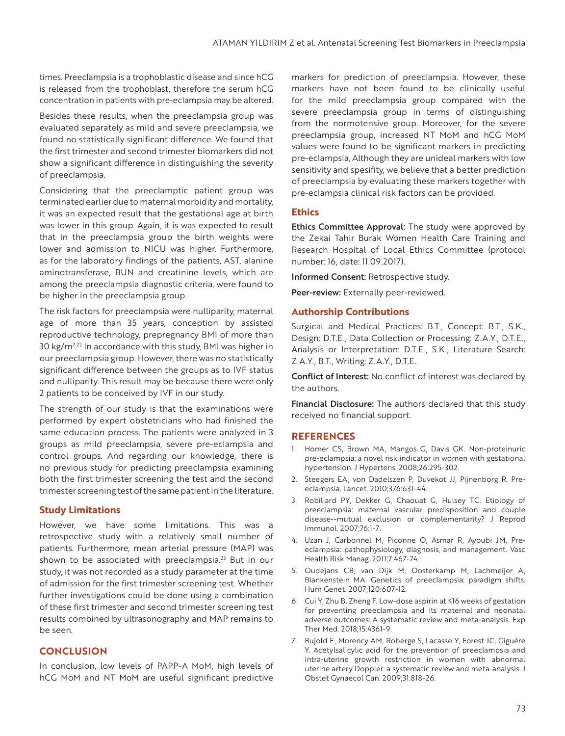times. Preeclampsia is a trophoblastic disease and since hCG is released from the trophoblast, therefore the serum hCG concentration in patients with pre-eclampsia may be altered.

Besides these results, when the preeclampsia group was evaluated separately as mild and severe preeclampsia, we found no statistically significant difference. We found that the first trimester and second trimester biomarkers did not show a significant difference in distinguishing the severity of preeclampsia.

Considering that the preeclamptic patient group was terminated earlier due to maternal morbidity and mortality, it was an expected result that the gestational age at birth was lower in this group. Again, it is was expected to result that in the preeclampsia group the birth weights were lower and admission to NICU was higher. Furthermore, as for the laboratory findings of the patients, AST, alanine aminotransferase, BUN and creatinine levels, which are among the preeclampsia diagnostic criteria, were found to be higher in the preeclampsia group.

The risk factors for preeclampsia were nulliparity, maternal age of more than 35 years, conception by assisted reproductive technology, prepregnancy BMI of more than 30 kg/m$^2$.[22] In accordance with this study, BMI was higher in our preeclampsia group. However, there was no statistically significant difference between the groups as to IVF status and nulliparity. This result may be because there were only 2 patients to be conceived by IVF in our study.

The strength of our study is that the examinations were performed by expert obstetricians who had finished the same education process. The patients were analyzed in 3 groups as mild preeclampsia, severe pre-eclampsia and control groups. And regarding our knowledge, there is no previous study for predicting preeclampsia examining both the first trimester screening the test and the second trimester screening test of the same patient in the literature.

### Study Limitations

However, we have some limitations. This was a retrospective study with a relatively small number of patients. Furthermore, mean arterial pressure (MAP) was shown to be associated with preeclampsia.[23] But in our study, it was not recorded as a study parameter at the time of admission for the first trimester screening test. Whether further investigations could be done using a combination of these first trimester and second trimester screening test results combined by ultrasonography and MAP remains to be seen.

## CONCLUSION

In conclusion, low levels of PAPP-A MoM, high levels of hCG MoM and NT MoM are useful significant predictive markers for prediction of preeclampsia. However, these markers have not been found to be clinically useful for the mild preeclampsia group compared with the severe preeclampsia group in terms of distinguishing from the normotensive group. Moreover, for the severe preeclampsia group, increased NT MoM and hCG MoM values were found to be significant markers in predicting pre-eclampsia, Although they are unideal markers with low sensitivity and spesifity, we believe that a better prediction of preeclampsia by evaluating these markers together with pre-eclampsia clinical risk factors can be provided.

### Ethics

**Ethics Committee Approval:** The study were approved by the Zekai Tahir Burak Women Health Care Training and Research Hospital of Local Ethics Committee (protocol number: 16, date: 11.09.2017).

**Informed Consent:** Retrospective study.

**Peer-review:** Externally peer-reviewed.

### Authorship Contributions

Surgical and Medical Practices: B.T., Concept: B.T., S.K., Design: D.T.E., Data Collection or Processing: Z.A.Y., D.T.E., Analysis or Interpretation: D.T.E., S.K., Literature Search: Z.A.Y., B.T., Writing: Z.A.Y., D.T.E.

**Conflict of Interest:** No conflict of interest was declared by the authors.

**Financial Disclosure:** The authors declared that this study received no financial support.

## REFERENCES

1. Homer CS, Brown MA, Mangos G, Davis GK. Non-proteinuric pre-eclampsia: a novel risk indicator in women with gestational hypertension. J Hypertens. 2008;26:295-302.
2. Steegers EA, von Dadelszen P, Duvekot JJ, Pijnenborg R. Pre-eclampsia. Lancet. 2010;376:631-44.
3. Robillard PY, Dekker G, Chaouat G, Hulsey TC. Etiology of preeclampsia: maternal vascular predisposition and couple disease--mutual exclusion or complementarity? J Reprod Immunol. 2007;76:1-7.
4. Uzan J, Carbonnel M, Piconne O, Asmar R, Ayoubi JM. Pre-eclampsia: pathophysiology, diagnosis, and management. Vasc Health Risk Manag. 2011;7:467-74.
5. Oudejans CB, van Dijk M, Oosterkamp M, Lachmeijer A, Blankenstein MA. Genetics of preeclampsia: paradigm shifts. Hum Genet. 2007;120:607-12.
6. Cui Y, Zhu B, Zheng F. Low-dose aspirin at ≤16 weeks of gestation for preventing preeclampsia and its maternal and neonatal adverse outcomes: A systematic review and meta-analysis. Exp Ther Med. 2018;15:4361-9.
7. Bujold E, Morency AM, Roberge S, Lacasse Y, Forest JC, Giguère Y. Acetylsalicylic acid for the prevention of preeclampsia and intra-uterine growth restriction in women with abnormal uterine artery Doppler: a systematic review and meta-analysis. J Obstet Gynaecol Can. 2009;31:818-26.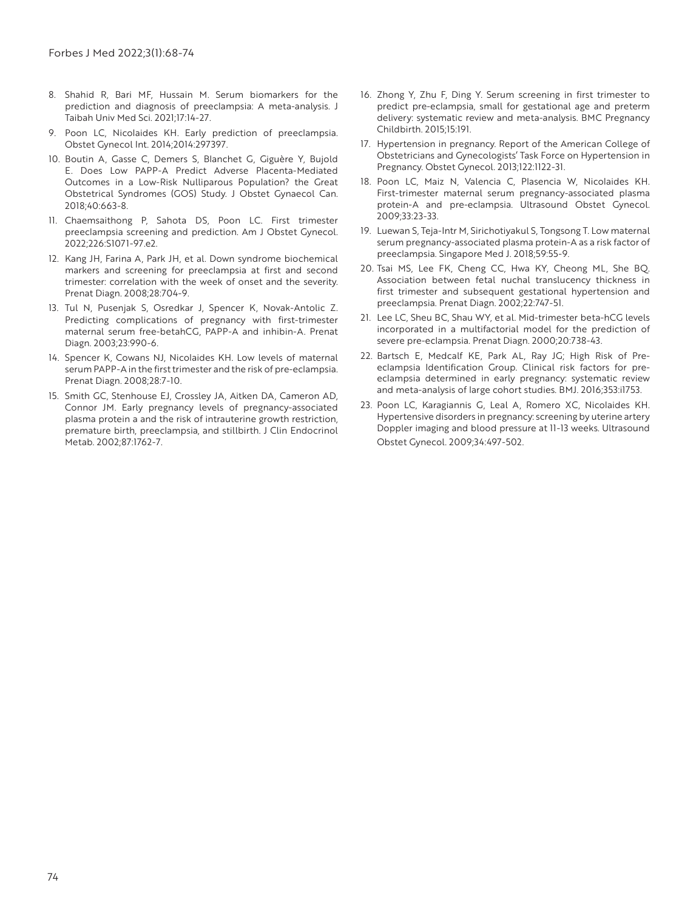8. Shahid R, Bari MF, Hussain M. Serum biomarkers for the prediction and diagnosis of preeclampsia: A meta-analysis. J Taibah Univ Med Sci. 2021;17:14-27.
9. Poon LC, Nicolaides KH. Early prediction of preeclampsia. Obstet Gynecol Int. 2014;2014:297397.
10. Boutin A, Gasse C, Demers S, Blanchet G, Giguère Y, Bujold E. Does Low PAPP-A Predict Adverse Placenta-Mediated Outcomes in a Low-Risk Nulliparous Population? the Great Obstetrical Syndromes (GOS) Study. J Obstet Gynaecol Can. 2018;40:663-8.
11. Chaemsaithong P, Sahota DS, Poon LC. First trimester preeclampsia screening and prediction. Am J Obstet Gynecol. 2022;226:S1071-97.e2.
12. Kang JH, Farina A, Park JH, et al. Down syndrome biochemical markers and screening for preeclampsia at first and second trimester: correlation with the week of onset and the severity. Prenat Diagn. 2008;28:704-9.
13. Tul N, Pusenjak S, Osredkar J, Spencer K, Novak-Antolic Z. Predicting complications of pregnancy with first-trimester maternal serum free-betahCG, PAPP-A and inhibin-A. Prenat Diagn. 2003;23:990-6.
14. Spencer K, Cowans NJ, Nicolaides KH. Low levels of maternal serum PAPP-A in the first trimester and the risk of pre-eclampsia. Prenat Diagn. 2008;28:7-10.
15. Smith GC, Stenhouse EJ, Crossley JA, Aitken DA, Cameron AD, Connor JM. Early pregnancy levels of pregnancy-associated plasma protein a and the risk of intrauterine growth restriction, premature birth, preeclampsia, and stillbirth. J Clin Endocrinol Metab. 2002;87:1762-7.
16. Zhong Y, Zhu F, Ding Y. Serum screening in first trimester to predict pre-eclampsia, small for gestational age and preterm delivery: systematic review and meta-analysis. BMC Pregnancy Childbirth. 2015;15:191.
17. Hypertension in pregnancy. Report of the American College of Obstetricians and Gynecologists' Task Force on Hypertension in Pregnancy. Obstet Gynecol. 2013;122:1122-31.
18. Poon LC, Maiz N, Valencia C, Plasencia W, Nicolaides KH. First-trimester maternal serum pregnancy-associated plasma protein-A and pre-eclampsia. Ultrasound Obstet Gynecol. 2009;33:23-33.
19. Luewan S, Teja-Intr M, Sirichotiyakul S, Tongsong T. Low maternal serum pregnancy-associated plasma protein-A as a risk factor of preeclampsia. Singapore Med J. 2018;59:55-9.
20. Tsai MS, Lee FK, Cheng CC, Hwa KY, Cheong ML, She BQ. Association between fetal nuchal translucency thickness in first trimester and subsequent gestational hypertension and preeclampsia. Prenat Diagn. 2002;22:747-51.
21. Lee LC, Sheu BC, Shau WY, et al. Mid-trimester beta-hCG levels incorporated in a multifactorial model for the prediction of severe pre-eclampsia. Prenat Diagn. 2000;20:738-43.
22. Bartsch E, Medcalf KE, Park AL, Ray JG; High Risk of Pre-eclampsia Identification Group. Clinical risk factors for pre-eclampsia determined in early pregnancy: systematic review and meta-analysis of large cohort studies. BMJ. 2016;353:i1753.
23. Poon LC, Karagiannis G, Leal A, Romero XC, Nicolaides KH. Hypertensive disorders in pregnancy: screening by uterine artery Doppler imaging and blood pressure at 11-13 weeks. Ultrasound Obstet Gynecol. 2009;34:497-502.